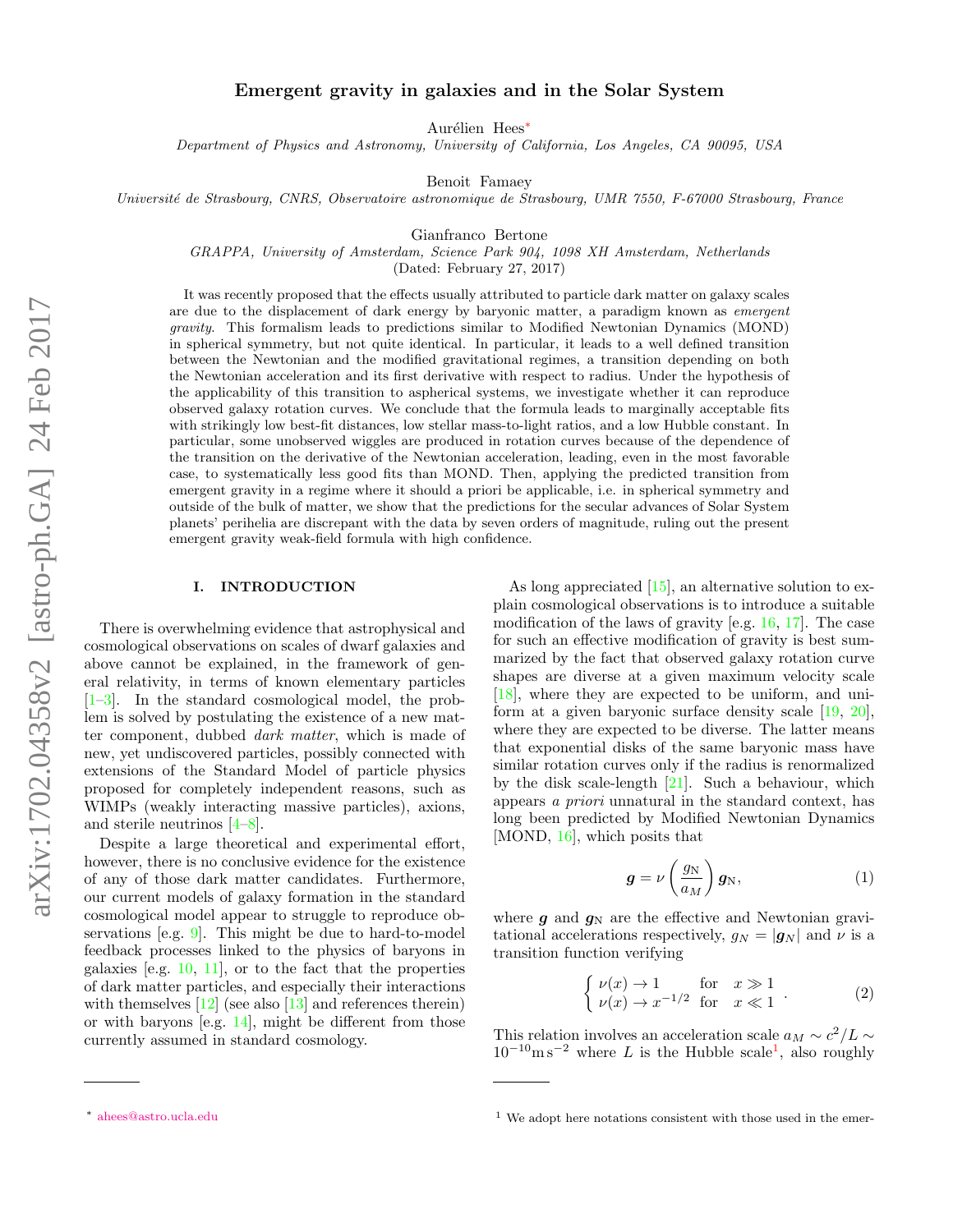# Emergent gravity in galaxies and in the Solar System

Aurélien Hees*

*Department of Physics and Astronomy, University of California, Los Angeles, CA 90095, USA*

Benoit Famaey

*Université de Strasbourg, CNRS, Observatoire astronomique de Strasbourg, UMR 7550, F-67000 Strasbourg, France*

Gianfranco Bertone

*GRAPPA, University of Amsterdam, Science Park 904, 1098 XH Amsterdam, Netherlands*

(Dated: February 27, 2017)

It was recently proposed that the effects usually attributed to particle dark matter on galaxy scales are due to the displacement of dark energy by baryonic matter, a paradigm known as *emergent gravity*. This formalism leads to predictions similar to Modified Newtonian Dynamics (MOND) in spherical symmetry, but not quite identical. In particular, it leads to a well defined transition between the Newtonian and the modified gravitational regimes, a transition depending on both the Newtonian acceleration and its first derivative with respect to radius. Under the hypothesis of the applicability of this transition to aspherical systems, we investigate whether it can reproduce observed galaxy rotation curves. We conclude that the formula leads to marginally acceptable fits with strikingly low best-fit distances, low stellar mass-to-light ratios, and a low Hubble constant. In particular, some unobserved wiggles are produced in rotation curves because of the dependence of the transition on the derivative of the Newtonian acceleration, leading, even in the most favorable case, to systematically less good fits than MOND. Then, applying the predicted transition from emergent gravity in a regime where it should a priori be applicable, i.e. in spherical symmetry and outside of the bulk of matter, we show that the predictions for the secular advances of Solar System planets' perihelia are discrepant with the data by seven orders of magnitude, ruling out the present emergent gravity weak-field formula with high confidence.

## I. INTRODUCTION

There is overwhelming evidence that astrophysical and cosmological observations on scales of dwarf galaxies and above cannot be explained, in the framework of general relativity, in terms of known elementary particles [1–3]. In the standard cosmological model, the problem is solved by postulating the existence of a new matter component, dubbed *dark matter*, which is made of new, yet undiscovered particles, possibly connected with extensions of the Standard Model of particle physics proposed for completely independent reasons, such as WIMPs (weakly interacting massive particles), axions, and sterile neutrinos [4–8].

Despite a large theoretical and experimental effort, however, there is no conclusive evidence for the existence of any of those dark matter candidates. Furthermore, our current models of galaxy formation in the standard cosmological model appear to struggle to reproduce observations [e.g. 9]. This might be due to hard-to-model feedback processes linked to the physics of baryons in galaxies [e.g. 10, 11], or to the fact that the properties of dark matter particles, and especially their interactions with themselves [12] (see also [13] and references therein) or with baryons [e.g. 14], might be different from those currently assumed in standard cosmology.

As long appreciated [15], an alternative solution to explain cosmological observations is to introduce a suitable modification of the laws of gravity [e.g. 16, 17]. The case for such an effective modification of gravity is best summarized by the fact that observed galaxy rotation curve shapes are diverse at a given maximum velocity scale [18], where they are expected to be uniform, and uniform at a given baryonic surface density scale [19, 20], where they are expected to be diverse. The latter means that exponential disks of the same baryonic mass have similar rotation curves only if the radius is renormalized by the disk scale-length [21]. Such a behaviour, which appears *a priori* unnatural in the standard context, has long been predicted by Modified Newtonian Dynamics [MOND, 16], which posits that

$$\boldsymbol{g} = \nu\left(\frac{g_{\rm N}}{a_M}\right)\boldsymbol{g}_{\rm N}, \tag{1}$$

where $\boldsymbol{g}$ and $\boldsymbol{g}_{\rm N}$ are the effective and Newtonian gravitational accelerations respectively, $g_N = |\boldsymbol{g}_N|$ and $\nu$ is a transition function verifying

$$\begin{cases} \nu(x) \to 1 & \text{for} \quad x \gg 1 \\ \nu(x) \to x^{-1/2} & \text{for} \quad x \ll 1 \end{cases}. \tag{2}$$

This relation involves an acceleration scale $a_M \sim c^2/L \sim 10^{-10}\,\mathrm{m\,s^{-2}}$ where $L$ is the Hubble scale[1], also roughly

---

* ahees@astro.ucla.edu

[1] We adopt here notations consistent with those used in the emer-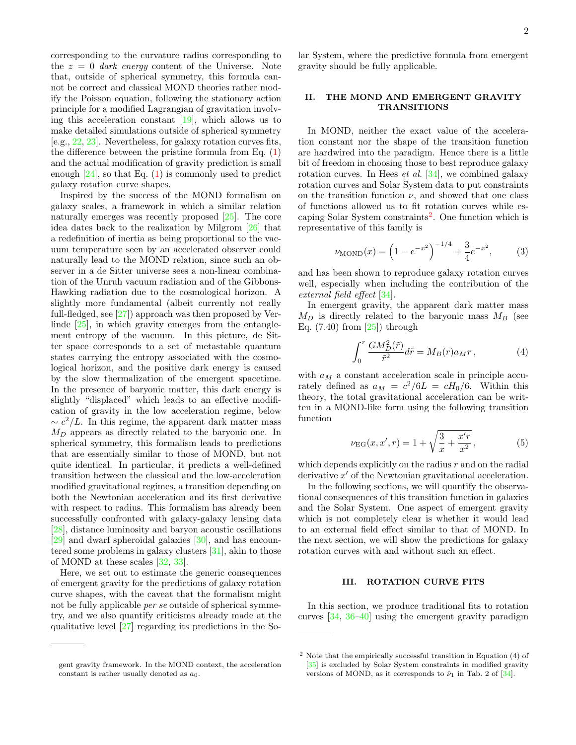corresponding to the curvature radius corresponding to the $z = 0$ *dark energy* content of the Universe. Note that, outside of spherical symmetry, this formula cannot be correct and classical MOND theories rather modify the Poisson equation, following the stationary action principle for a modified Lagrangian for gravitation involving this acceleration constant [19], which allows us to make detailed simulations outside of spherical symmetry [e.g., 22, 23]. Nevertheless, for galaxy rotation curves fits, the difference between the pristine formula from Eq. (1) and the actual modification of gravity prediction is small enough [24], so that Eq. (1) is commonly used to predict galaxy rotation curve shapes.

Inspired by the success of the MOND formalism on galaxy scales, a framework in which a similar relation naturally emerges was recently proposed [25]. The core idea dates back to the realization by Milgrom [26] that a redefinition of inertia as being proportional to the vacuum temperature seen by an accelerated observer could naturally lead to the MOND relation, since such an observer in a de Sitter universe sees a non-linear combination of the Unruh vacuum radiation and of the Gibbons-Hawking radiation due to the cosmological horizon. A slightly more fundamental (albeit currently not really full-fledged, see [27]) approach was then proposed by Verlinde [25], in which gravity emerges from the entanglement entropy of the vacuum. In this picture, de Sitter space corresponds to a set of metastable quantum states carrying the entropy associated with the cosmological horizon, and the positive dark energy is caused by the slow thermalization of the emergent spacetime. In the presence of baryonic matter, this dark energy is slightly "displaced" which leads to an effective modification of gravity in the low acceleration regime, below $\sim c^2/L$. In this regime, the apparent dark matter mass $M_D$ appears as directly related to the baryonic one. In spherical symmetry, this formalism leads to predictions that are essentially similar to those of MOND, but not quite identical. In particular, it predicts a well-defined transition between the classical and the low-acceleration modified gravitational regimes, a transition depending on both the Newtonian acceleration and its first derivative with respect to radius. This formalism has already been successfully confronted with galaxy-galaxy lensing data [28], distance luminosity and baryon acoustic oscillations [29] and dwarf spheroidal galaxies [30], and has encountered some problems in galaxy clusters [31], akin to those of MOND at these scales [32, 33].

Here, we set out to estimate the generic consequences of emergent gravity for the predictions of galaxy rotation curve shapes, with the caveat that the formalism might not be fully applicable *per se* outside of spherical symmetry, and we also quantify criticisms already made at the qualitative level [27] regarding its predictions in the Solar System, where the predictive formula from emergent gravity should be fully applicable.

gent gravity framework. In the MOND context, the acceleration constant is rather usually denoted as $a_0$.

## II. THE MOND AND EMERGENT GRAVITY TRANSITIONS

In MOND, neither the exact value of the acceleration constant nor the shape of the transition function are hardwired into the paradigm. Hence there is a little bit of freedom in choosing those to best reproduce galaxy rotation curves. In Hees *et al.* [34], we combined galaxy rotation curves and Solar System data to put constraints on the transition function $\nu$, and showed that one class of functions allowed us to fit rotation curves while escaping Solar System constraints[2]. One function which is representative of this family is

$$\nu_{\rm MOND}(x) = \left(1 - e^{-x^2}\right)^{-1/4} + \frac{3}{4}e^{-x^2}, \tag{3}$$

and has been shown to reproduce galaxy rotation curves well, especially when including the contribution of the *external field effect* [34].

In emergent gravity, the apparent dark matter mass $M_D$ is directly related to the baryonic mass $M_B$ (see Eq. (7.40) from [25]) through

$$\int_0^r \frac{GM_D^2(\tilde{r})}{\tilde{r}^2} d\tilde{r} = M_B(r) a_M r \,, \tag{4}$$

with $a_M$ a constant acceleration scale in principle accurately defined as $a_M = c^2/6L = cH_0/6$. Within this theory, the total gravitational acceleration can be written in a MOND-like form using the following transition function

$$\nu_{\rm EG}(x, x', r) = 1 + \sqrt{\frac{3}{x} + \frac{x' r}{x^2}} \,, \tag{5}$$

which depends explicitly on the radius $r$ and on the radial derivative $x'$ of the Newtonian gravitational acceleration.

In the following sections, we will quantify the observational consequences of this transition function in galaxies and the Solar System. One aspect of emergent gravity which is not completely clear is whether it would lead to an external field effect similar to that of MOND. In the next section, we will show the predictions for galaxy rotation curves with and without such an effect.

## III. ROTATION CURVE FITS

In this section, we produce traditional fits to rotation curves [34, 36–40] using the emergent gravity paradigm

[2] Note that the empirically successful transition in Equation (4) of [35] is excluded by Solar System constraints in modified gravity versions of MOND, as it corresponds to $\hat{\nu}_1$ in Tab. 2 of [34].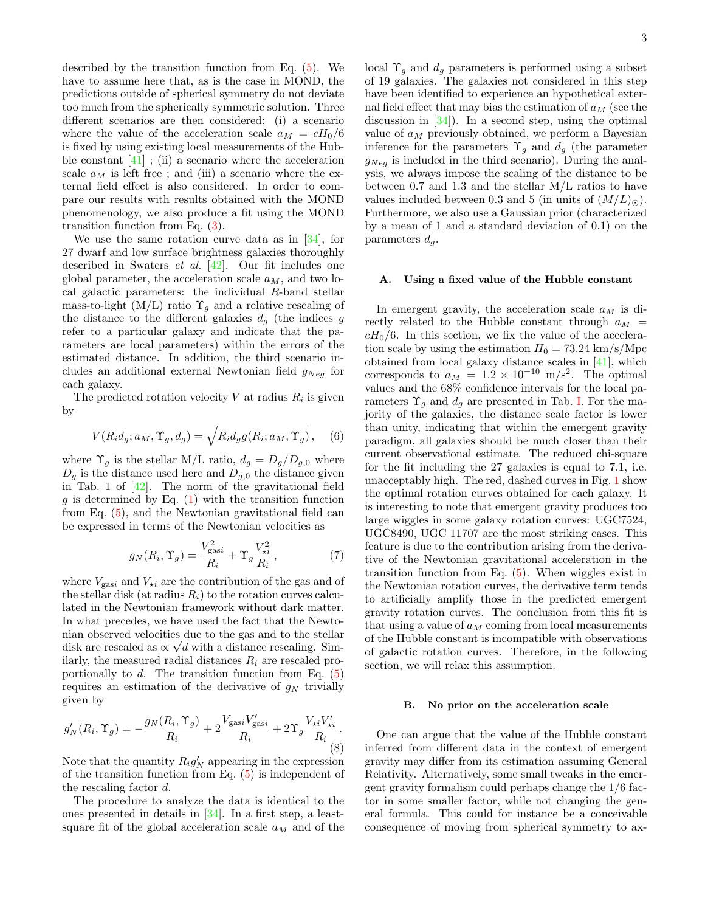described by the transition function from Eq. (5). We have to assume here that, as is the case in MOND, the predictions outside of spherical symmetry do not deviate too much from the spherically symmetric solution. Three different scenarios are then considered: (i) a scenario where the value of the acceleration scale $a_M = cH_0/6$ is fixed by using existing local measurements of the Hubble constant [41] ; (ii) a scenario where the acceleration scale $a_M$ is left free ; and (iii) a scenario where the external field effect is also considered. In order to compare our results with results obtained with the MOND phenomenology, we also produce a fit using the MOND transition function from Eq. (3).

We use the same rotation curve data as in [34], for 27 dwarf and low surface brightness galaxies thoroughly described in Swaters *et al.* [42]. Our fit includes one global parameter, the acceleration scale $a_M$, and two local galactic parameters: the individual $R$-band stellar mass-to-light (M/L) ratio $\Upsilon_g$ and a relative rescaling of the distance to the different galaxies $d_g$ (the indices $g$ refer to a particular galaxy and indicate that the parameters are local parameters) within the errors of the estimated distance. In addition, the third scenario includes an additional external Newtonian field $g_{Neg}$ for each galaxy.

The predicted rotation velocity $V$ at radius $R_i$ is given by

$$V(R_i d_g; a_M, \Upsilon_g, d_g) = \sqrt{R_i d_g g(R_i; a_M, \Upsilon_g)}\,, \quad (6)$$

where $\Upsilon_g$ is the stellar M/L ratio, $d_g = D_g/D_{g,0}$ where $D_g$ is the distance used here and $D_{g,0}$ the distance given in Tab. 1 of [42]. The norm of the gravitational field $g$ is determined by Eq. (1) with the transition function from Eq. (5), and the Newtonian gravitational field can be expressed in terms of the Newtonian velocities as

$$g_N(R_i, \Upsilon_g) = \frac{V_{\text{gas}i}^2}{R_i} + \Upsilon_g \frac{V_{\star i}^2}{R_i}\,, \quad (7)$$

where $V_{\text{gas}i}$ and $V_{\star i}$ are the contribution of the gas and of the stellar disk (at radius $R_i$) to the rotation curves calculated in the Newtonian framework without dark matter. In what precedes, we have used the fact that the Newtonian observed velocities due to the gas and to the stellar disk are rescaled as $\propto \sqrt{d}$ with a distance rescaling. Similarly, the measured radial distances $R_i$ are rescaled proportionally to $d$. The transition function from Eq. (5) requires an estimation of the derivative of $g_N$ trivially given by

$$g_N'(R_i, \Upsilon_g) = -\frac{g_N(R_i, \Upsilon_g)}{R_i} + 2\frac{V_{\text{gas}i}V_{\text{gas}i}'}{R_i} + 2\Upsilon_g \frac{V_{\star i}V_{\star i}'}{R_i}\,. \quad (8)$$

Note that the quantity $R_i g_N'$ appearing in the expression of the transition function from Eq. (5) is independent of the rescaling factor $d$.

The procedure to analyze the data is identical to the ones presented in details in [34]. In a first step, a least-square fit of the global acceleration scale $a_M$ and of the local $\Upsilon_g$ and $d_g$ parameters is performed using a subset of 19 galaxies. The galaxies not considered in this step have been identified to experience an hypothetical external field effect that may bias the estimation of $a_M$ (see the discussion in [34]). In a second step, using the optimal value of $a_M$ previously obtained, we perform a Bayesian inference for the parameters $\Upsilon_g$ and $d_g$ (the parameter $g_{Neg}$ is included in the third scenario). During the analysis, we always impose the scaling of the distance to be between 0.7 and 1.3 and the stellar M/L ratios to have values included between 0.3 and 5 (in units of $(M/L)_\odot$). Furthermore, we also use a Gaussian prior (characterized by a mean of 1 and a standard deviation of 0.1) on the parameters $d_g$.

### A. Using a fixed value of the Hubble constant

In emergent gravity, the acceleration scale $a_M$ is directly related to the Hubble constant through $a_M = cH_0/6$. In this section, we fix the value of the acceleration scale by using the estimation $H_0 = 73.24$ km/s/Mpc obtained from local galaxy distance scales in [41], which corresponds to $a_M = 1.2 \times 10^{-10}$ m/s$^2$. The optimal values and the 68% confidence intervals for the local parameters $\Upsilon_g$ and $d_g$ are presented in Tab. I. For the majority of the galaxies, the distance scale factor is lower than unity, indicating that within the emergent gravity paradigm, all galaxies should be much closer than their current observational estimate. The reduced chi-square for the fit including the 27 galaxies is equal to 7.1, i.e. unacceptably high. The red, dashed curves in Fig. 1 show the optimal rotation curves obtained for each galaxy. It is interesting to note that emergent gravity produces too large wiggles in some galaxy rotation curves: UGC7524, UGC8490, UGC 11707 are the most striking cases. This feature is due to the contribution arising from the derivative of the Newtonian gravitational acceleration in the transition function from Eq. (5). When wiggles exist in the Newtonian rotation curves, the derivative term tends to artificially amplify those in the predicted emergent gravity rotation curves. The conclusion from this fit is that using a value of $a_M$ coming from local measurements of the Hubble constant is incompatible with observations of galactic rotation curves. Therefore, in the following section, we will relax this assumption.

### B. No prior on the acceleration scale

One can argue that the value of the Hubble constant inferred from different data in the context of emergent gravity may differ from its estimation assuming General Relativity. Alternatively, some small tweaks in the emergent gravity formalism could perhaps change the 1/6 factor in some smaller factor, while not changing the general formula. This could for instance be a conceivable consequence of moving from spherical symmetry to ax-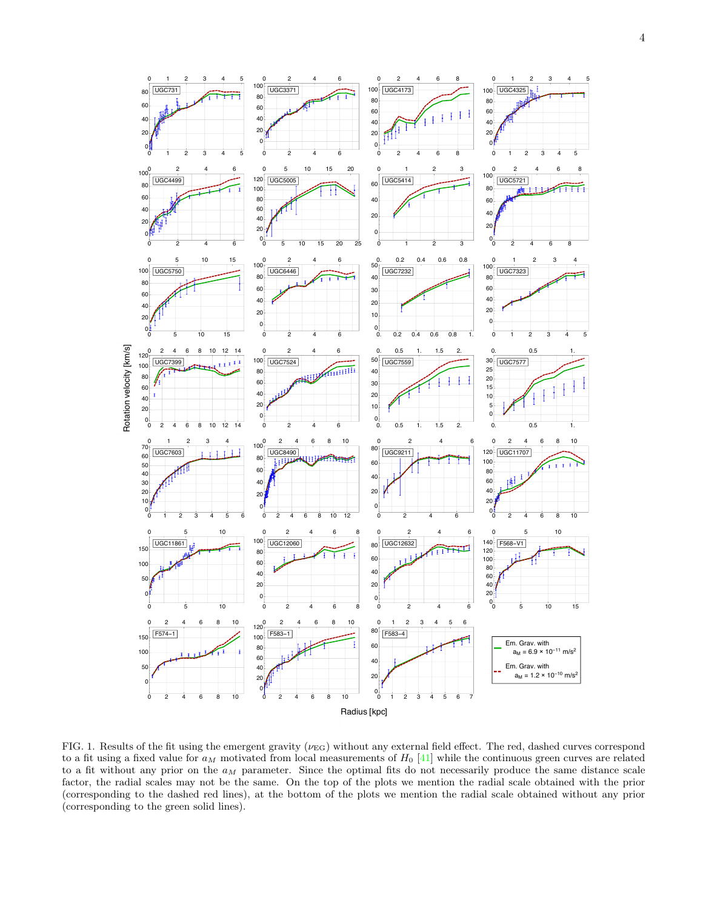FIG. 1. Results of the fit using the emergent gravity ($\nu_{\rm EG}$) without any external field effect. The red, dashed curves correspond to a fit using a fixed value for $a_M$ motivated from local measurements of $H_0$ [41] while the continuous green curves are related to a fit without any prior on the $a_M$ parameter. Since the optimal fits do not necessarily produce the same distance scale factor, the radial scales may not be the same. On the top of the plots we mention the radial scale obtained with the prior (corresponding to the dashed red lines), at the bottom of the plots we mention the radial scale obtained without any prior (corresponding to the green solid lines).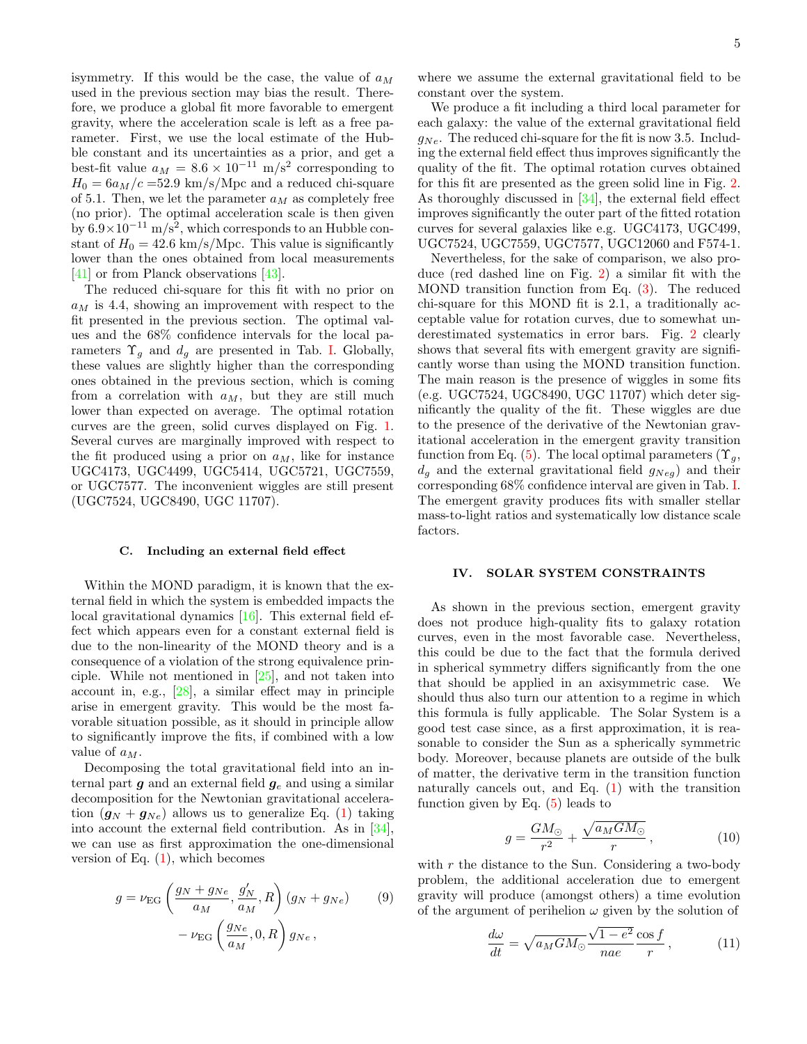isymmetry. If this would be the case, the value of $a_M$ used in the previous section may bias the result. Therefore, we produce a global fit more favorable to emergent gravity, where the acceleration scale is left as a free parameter. First, we use the local estimate of the Hubble constant and its uncertainties as a prior, and get a best-fit value $a_M = 8.6 \times 10^{-11}$ m/s$^2$ corresponding to $H_0 = 6a_M/c$ =52.9 km/s/Mpc and a reduced chi-square of 5.1. Then, we let the parameter $a_M$ as completely free (no prior). The optimal acceleration scale is then given by $6.9\times10^{-11}$ m/s$^2$, which corresponds to an Hubble constant of $H_0 = 42.6$ km/s/Mpc. This value is significantly lower than the ones obtained from local measurements [41] or from Planck observations [43].

The reduced chi-square for this fit with no prior on $a_M$ is 4.4, showing an improvement with respect to the fit presented in the previous section. The optimal values and the 68% confidence intervals for the local parameters $\Upsilon_g$ and $d_g$ are presented in Tab. I. Globally, these values are slightly higher than the corresponding ones obtained in the previous section, which is coming from a correlation with $a_M$, but they are still much lower than expected on average. The optimal rotation curves are the green, solid curves displayed on Fig. 1. Several curves are marginally improved with respect to the fit produced using a prior on $a_M$, like for instance UGC4173, UGC4499, UGC5414, UGC5721, UGC7559, or UGC7577. The inconvenient wiggles are still present (UGC7524, UGC8490, UGC 11707).

### C. Including an external field effect

Within the MOND paradigm, it is known that the external field in which the system is embedded impacts the local gravitational dynamics [16]. This external field effect which appears even for a constant external field is due to the non-linearity of the MOND theory and is a consequence of a violation of the strong equivalence principle. While not mentioned in [25], and not taken into account in, e.g., [28], a similar effect may in principle arise in emergent gravity. This would be the most favorable situation possible, as it should in principle allow to significantly improve the fits, if combined with a low value of $a_M$.

Decomposing the total gravitational field into an internal part $\boldsymbol{g}$ and an external field $\boldsymbol{g}_e$ and using a similar decomposition for the Newtonian gravitational acceleration $(\boldsymbol{g}_N + \boldsymbol{g}_{Ne})$ allows us to generalize Eq. (1) taking into account the external field contribution. As in [34], we can use as first approximation the one-dimensional version of Eq. (1), which becomes

$$
\begin{aligned}
g = \nu_{\rm EG}\left(\frac{g_N + g_{Ne}}{a_M}, \frac{g_N'}{a_M}, R\right)(g_N + g_{Ne}) \qquad (9)\\
- \nu_{\rm EG}\left(\frac{g_{Ne}}{a_M}, 0, R\right) g_{Ne}\,,
\end{aligned}
$$

where we assume the external gravitational field to be constant over the system.

We produce a fit including a third local parameter for each galaxy: the value of the external gravitational field $g_{Ne}$. The reduced chi-square for the fit is now 3.5. Including the external field effect thus improves significantly the quality of the fit. The optimal rotation curves obtained for this fit are presented as the green solid line in Fig. 2. As thoroughly discussed in [34], the external field effect improves significantly the outer part of the fitted rotation curves for several galaxies like e.g. UGC4173, UGC499, UGC7524, UGC7559, UGC7577, UGC12060 and F574-1.

Nevertheless, for the sake of comparison, we also produce (red dashed line on Fig. 2) a similar fit with the MOND transition function from Eq. (3). The reduced chi-square for this MOND fit is 2.1, a traditionally acceptable value for rotation curves, due to somewhat underestimated systematics in error bars. Fig. 2 clearly shows that several fits with emergent gravity are significantly worse than using the MOND transition function. The main reason is the presence of wiggles in some fits (e.g. UGC7524, UGC8490, UGC 11707) which deter significantly the quality of the fit. These wiggles are due to the presence of the derivative of the Newtonian gravitational acceleration in the emergent gravity transition function from Eq. (5). The local optimal parameters ($\Upsilon_g$, $d_g$ and the external gravitational field $g_{Neg}$) and their corresponding 68% confidence interval are given in Tab. I. The emergent gravity produces fits with smaller stellar mass-to-light ratios and systematically low distance scale factors.

## IV. SOLAR SYSTEM CONSTRAINTS

As shown in the previous section, emergent gravity does not produce high-quality fits to galaxy rotation curves, even in the most favorable case. Nevertheless, this could be due to the fact that the formula derived in spherical symmetry differs significantly from the one that should be applied in an axisymmetric case. We should thus also turn our attention to a regime in which this formula is fully applicable. The Solar System is a good test case since, as a first approximation, it is reasonable to consider the Sun as a spherically symmetric body. Moreover, because planets are outside of the bulk of matter, the derivative term in the transition function naturally cancels out, and Eq. (1) with the transition function given by Eq. (5) leads to

$$
g = \frac{GM_\odot}{r^2} + \frac{\sqrt{a_M GM_\odot}}{r}\,, \qquad (10)
$$

with $r$ the distance to the Sun. Considering a two-body problem, the additional acceleration due to emergent gravity will produce (amongst others) a time evolution of the argument of perihelion $\omega$ given by the solution of

$$
\frac{d\omega}{dt} = \sqrt{a_M GM_\odot}\frac{\sqrt{1-e^2}}{nae}\frac{\cos f}{r}\,, \qquad (11)
$$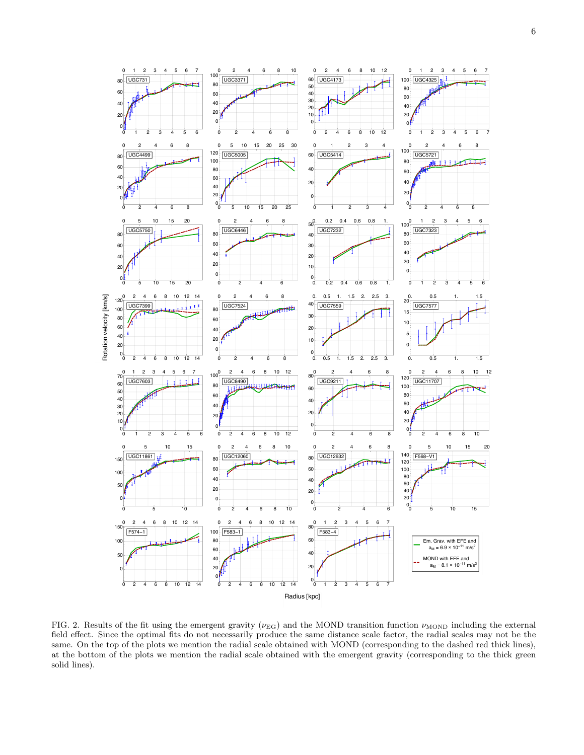FIG. 2. Results of the fit using the emergent gravity ($\nu_{\rm EG}$) and the MOND transition function $\nu_{\rm MOND}$ including the external field effect. Since the optimal fits do not necessarily produce the same distance scale factor, the radial scales may not be the same. On the top of the plots we mention the radial scale obtained with MOND (corresponding to the dashed red thick lines), at the bottom of the plots we mention the radial scale obtained with the emergent gravity (corresponding to the thick green solid lines).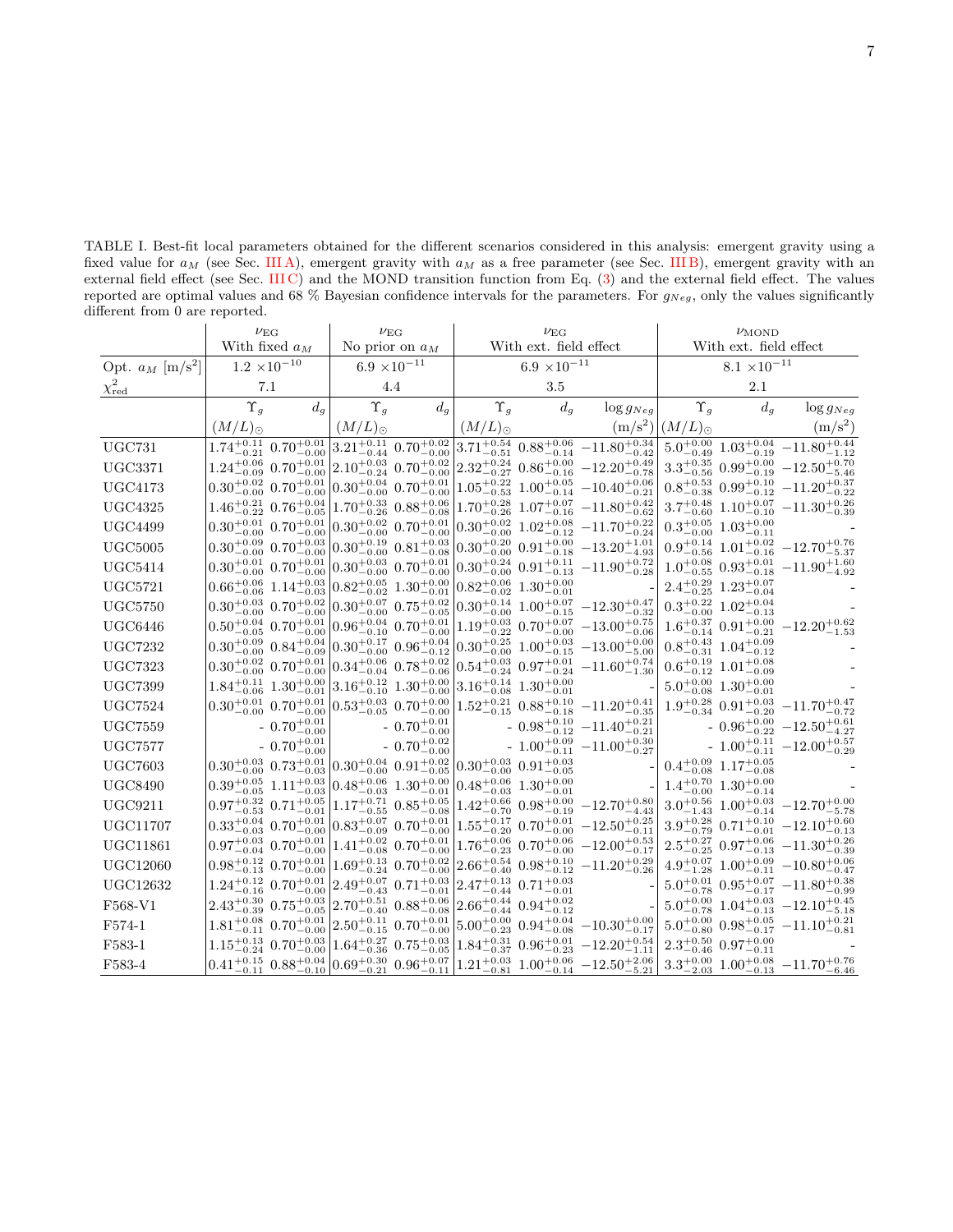TABLE I. Best-fit local parameters obtained for the different scenarios considered in this analysis: emergent gravity using a fixed value for $a_M$ (see Sec. III A), emergent gravity with $a_M$ as a free parameter (see Sec. III B), emergent gravity with an external field effect (see Sec. III C) and the MOND transition function from Eq. (3) and the external field effect. The values reported are optimal values and 68 % Bayesian confidence intervals for the parameters. For $g_{Neg}$, only the values significantly different from 0 are reported.

| | $\nu_{\rm EG}$ With fixed $a_M$ | | $\nu_{\rm EG}$ No prior on $a_M$ | | $\nu_{\rm EG}$ With ext. field effect | | | $\nu_{\rm MOND}$ With ext. field effect | | |
|---|---|---|---|---|---|---|---|---|---|---|
| Opt. $a_M$ [m/s$^2$] | $1.2\times10^{-10}$ | | $6.9\times10^{-11}$ | | $6.9\times10^{-11}$ | | | $8.1\times10^{-11}$ | | |
| $\chi^2_{\rm red}$ | 7.1 | | 4.4 | | 3.5 | | | 2.1 | | |
| | $\Upsilon_g$ $(M/L)_\odot$ | $d_g$ | $\Upsilon_g$ $(M/L)_\odot$ | $d_g$ | $\Upsilon_g$ $(M/L)_\odot$ | $d_g$ | $\log g_{Neg}$ (m/s$^2$) | $\Upsilon_g$ $(M/L)_\odot$ | $d_g$ | $\log g_{Neg}$ (m/s$^2$) |
| UGC731 | $1.74^{+0.11}_{-0.21}$ | $0.70^{+0.01}_{-0.00}$ | $3.21^{+0.11}_{-0.44}$ | $0.70^{+0.02}_{-0.00}$ | $3.71^{+0.54}_{-0.51}$ | $0.88^{+0.06}_{-0.14}$ | $-11.80^{+0.34}_{-0.42}$ | $5.0^{+0.00}_{-0.49}$ | $1.03^{+0.04}_{-0.19}$ | $-11.80^{+0.44}_{-1.12}$ |
| UGC3371 | $1.24^{+0.06}_{-0.09}$ | $0.70^{+0.01}_{-0.00}$ | $2.10^{+0.03}_{-0.24}$ | $0.70^{+0.02}_{-0.00}$ | $2.32^{+0.24}_{-0.27}$ | $0.86^{+0.00}_{-0.16}$ | $-12.20^{+0.49}_{-0.78}$ | $3.3^{+0.35}_{-0.56}$ | $0.99^{+0.00}_{-0.19}$ | $-12.50^{+0.70}_{-5.46}$ |
| UGC4173 | $0.30^{+0.02}_{-0.00}$ | $0.70^{+0.01}_{-0.00}$ | $0.30^{+0.04}_{-0.00}$ | $0.70^{+0.01}_{-0.00}$ | $1.05^{+0.22}_{-0.53}$ | $1.00^{+0.05}_{-0.14}$ | $-10.40^{+0.06}_{-0.21}$ | $0.8^{+0.53}_{-0.38}$ | $0.99^{+0.10}_{-0.12}$ | $-11.20^{+0.37}_{-0.22}$ |
| UGC4325 | $1.46^{+0.21}_{-0.22}$ | $0.76^{+0.04}_{-0.05}$ | $1.70^{+0.33}_{-0.26}$ | $0.88^{+0.06}_{-0.08}$ | $1.70^{+0.28}_{-0.26}$ | $1.07^{+0.07}_{-0.16}$ | $-11.80^{+0.42}_{-0.62}$ | $3.7^{+0.48}_{-0.60}$ | $1.10^{+0.07}_{-0.10}$ | $-11.30^{+0.26}_{-0.39}$ |
| UGC4499 | $0.30^{+0.01}_{-0.00}$ | $0.70^{+0.01}_{-0.00}$ | $0.30^{+0.02}_{-0.00}$ | $0.70^{+0.01}_{-0.00}$ | $0.30^{+0.02}_{-0.00}$ | $1.02^{+0.08}_{-0.12}$ | $-11.70^{+0.22}_{-0.24}$ | $0.3^{+0.05}_{-0.00}$ | $1.03^{+0.00}_{-0.11}$ | - |
| UGC5005 | $0.30^{+0.09}_{-0.00}$ | $0.70^{+0.03}_{-0.00}$ | $0.30^{+0.19}_{-0.00}$ | $0.81^{+0.03}_{-0.08}$ | $0.30^{+0.20}_{-0.00}$ | $0.91^{+0.00}_{-0.18}$ | $-13.20^{+1.01}_{-4.93}$ | $0.9^{+0.14}_{-0.56}$ | $1.01^{+0.02}_{-0.16}$ | $-12.70^{+0.76}_{-5.37}$ |
| UGC5414 | $0.30^{+0.01}_{-0.00}$ | $0.70^{+0.01}_{-0.00}$ | $0.30^{+0.03}_{-0.00}$ | $0.70^{+0.01}_{-0.00}$ | $0.30^{+0.24}_{-0.00}$ | $0.91^{+0.11}_{-0.13}$ | $-11.90^{+0.72}_{-0.28}$ | $1.0^{+0.08}_{-0.55}$ | $0.93^{+0.01}_{-0.18}$ | $-11.90^{+1.60}_{-4.92}$ |
| UGC5721 | $0.66^{+0.06}_{-0.06}$ | $1.14^{+0.03}_{-0.03}$ | $0.82^{+0.05}_{-0.02}$ | $1.30^{+0.00}_{-0.01}$ | $0.82^{+0.06}_{-0.02}$ | $1.30^{+0.00}_{-0.01}$ | - | $2.4^{+0.29}_{-0.25}$ | $1.23^{+0.07}_{-0.04}$ | - |
| UGC5750 | $0.30^{+0.03}_{-0.00}$ | $0.70^{+0.02}_{-0.00}$ | $0.30^{+0.07}_{-0.00}$ | $0.75^{+0.02}_{-0.05}$ | $0.30^{+0.14}_{-0.00}$ | $1.00^{+0.07}_{-0.15}$ | $-12.30^{+0.47}_{-0.32}$ | $0.3^{+0.22}_{-0.00}$ | $1.02^{+0.04}_{-0.13}$ | - |
| UGC6446 | $0.50^{+0.04}_{-0.05}$ | $0.70^{+0.01}_{-0.00}$ | $0.96^{+0.04}_{-0.10}$ | $0.70^{+0.01}_{-0.00}$ | $1.19^{+0.03}_{-0.22}$ | $0.70^{+0.07}_{-0.00}$ | $-13.00^{+0.75}_{-0.06}$ | $1.6^{+0.37}_{-0.14}$ | $0.91^{+0.00}_{-0.21}$ | $-12.20^{+0.62}_{-1.53}$ |
| UGC7232 | $0.30^{+0.09}_{-0.00}$ | $0.84^{+0.04}_{-0.09}$ | $0.30^{+0.17}_{-0.00}$ | $0.96^{+0.04}_{-0.12}$ | $0.30^{+0.25}_{-0.00}$ | $1.00^{+0.03}_{-0.15}$ | $-13.00^{+0.00}_{-5.00}$ | $0.8^{+0.43}_{-0.31}$ | $1.04^{+0.09}_{-0.12}$ | - |
| UGC7323 | $0.30^{+0.02}_{-0.00}$ | $0.70^{+0.01}_{-0.00}$ | $0.34^{+0.06}_{-0.04}$ | $0.78^{+0.02}_{-0.06}$ | $0.54^{+0.03}_{-0.24}$ | $0.97^{+0.01}_{-0.24}$ | $-11.60^{+0.74}_{-1.30}$ | $0.6^{+0.19}_{-0.12}$ | $1.01^{+0.08}_{-0.09}$ | - |
| UGC7399 | $1.84^{+0.11}_{-0.06}$ | $1.30^{+0.00}_{-0.01}$ | $3.16^{+0.12}_{-0.10}$ | $1.30^{+0.00}_{-0.00}$ | $3.16^{+0.14}_{-0.08}$ | $1.30^{+0.00}_{-0.01}$ | - | $5.0^{+0.00}_{-0.08}$ | $1.30^{+0.00}_{-0.01}$ | - |
| UGC7524 | $0.30^{+0.01}_{-0.00}$ | $0.70^{+0.01}_{-0.00}$ | $0.53^{+0.03}_{-0.05}$ | $0.70^{+0.00}_{-0.00}$ | $1.52^{+0.21}_{-0.15}$ | $0.88^{+0.10}_{-0.18}$ | $-11.20^{+0.41}_{-0.35}$ | $1.9^{+0.28}_{-0.34}$ | $0.91^{+0.03}_{-0.20}$ | $-11.70^{+0.47}_{-0.72}$ |
| UGC7559 | - | $0.70^{+0.01}_{-0.00}$ | - | $0.70^{+0.01}_{-0.00}$ | - | $0.98^{+0.10}_{-0.12}$ | $-11.40^{+0.21}_{-0.21}$ | - | $0.96^{+0.00}_{-0.22}$ | $-12.50^{+0.61}_{-4.27}$ |
| UGC7577 | - | $0.70^{+0.01}_{-0.00}$ | - | $0.70^{+0.02}_{-0.00}$ | - | $1.00^{+0.09}_{-0.11}$ | $-11.00^{+0.30}_{-0.27}$ | - | $1.00^{+0.11}_{-0.11}$ | $-12.00^{+0.57}_{-0.29}$ |
| UGC7603 | $0.30^{+0.03}_{-0.00}$ | $0.73^{+0.01}_{-0.03}$ | $0.30^{+0.04}_{-0.00}$ | $0.91^{+0.02}_{-0.05}$ | $0.30^{+0.03}_{-0.00}$ | $0.91^{+0.03}_{-0.05}$ | - | $0.4^{+0.09}_{-0.08}$ | $1.17^{+0.05}_{-0.08}$ | - |
| UGC8490 | $0.39^{+0.05}_{-0.05}$ | $1.11^{+0.03}_{-0.03}$ | $0.48^{+0.06}_{-0.03}$ | $1.30^{+0.00}_{-0.01}$ | $0.48^{+0.06}_{-0.03}$ | $1.30^{+0.00}_{-0.01}$ | - | $1.4^{+0.70}_{-0.00}$ | $1.30^{+0.00}_{-0.14}$ | - |
| UGC9211 | $0.97^{+0.32}_{-0.53}$ | $0.71^{+0.05}_{-0.01}$ | $1.17^{+0.71}_{-0.55}$ | $0.85^{+0.05}_{-0.08}$ | $1.42^{+0.66}_{-0.70}$ | $0.98^{+0.00}_{-0.19}$ | $-12.70^{+0.80}_{-4.43}$ | $3.0^{+0.56}_{-1.43}$ | $1.00^{+0.03}_{-0.14}$ | $-12.70^{+0.00}_{-5.78}$ |
| UGC11707 | $0.33^{+0.04}_{-0.03}$ | $0.70^{+0.01}_{-0.00}$ | $0.83^{+0.07}_{-0.09}$ | $0.70^{+0.01}_{-0.00}$ | $1.55^{+0.17}_{-0.20}$ | $0.70^{+0.01}_{-0.00}$ | $-12.50^{+0.25}_{-0.11}$ | $3.9^{+0.28}_{-0.79}$ | $0.71^{+0.10}_{-0.01}$ | $-12.10^{+0.60}_{-0.13}$ |
| UGC11861 | $0.97^{+0.03}_{-0.04}$ | $0.70^{+0.01}_{-0.00}$ | $1.41^{+0.02}_{-0.08}$ | $0.70^{+0.01}_{-0.00}$ | $1.76^{+0.06}_{-0.23}$ | $0.70^{+0.06}_{-0.00}$ | $-12.00^{+0.53}_{-0.17}$ | $2.5^{+0.27}_{-0.25}$ | $0.97^{+0.06}_{-0.13}$ | $-11.30^{+0.26}_{-0.39}$ |
| UGC12060 | $0.98^{+0.12}_{-0.13}$ | $0.70^{+0.01}_{-0.00}$ | $1.69^{+0.13}_{-0.24}$ | $0.70^{+0.02}_{-0.00}$ | $2.66^{+0.54}_{-0.40}$ | $0.98^{+0.10}_{-0.12}$ | $-11.20^{+0.29}_{-0.26}$ | $4.9^{+0.07}_{-1.28}$ | $1.00^{+0.09}_{-0.11}$ | $-10.80^{+0.06}_{-0.47}$ |
| UGC12632 | $1.24^{+0.12}_{-0.16}$ | $0.70^{+0.01}_{-0.00}$ | $2.49^{+0.07}_{-0.43}$ | $0.71^{+0.03}_{-0.01}$ | $2.47^{+0.13}_{-0.44}$ | $0.71^{+0.03}_{-0.01}$ | - | $5.0^{+0.01}_{-0.78}$ | $0.95^{+0.07}_{-0.17}$ | $-11.80^{+0.38}_{-0.99}$ |
| F568-V1 | $2.43^{+0.30}_{-0.39}$ | $0.75^{+0.03}_{-0.05}$ | $2.70^{+0.51}_{-0.40}$ | $0.88^{+0.06}_{-0.08}$ | $2.66^{+0.44}_{-0.44}$ | $0.94^{+0.02}_{-0.12}$ | - | $5.0^{+0.00}_{-0.78}$ | $1.04^{+0.03}_{-0.13}$ | $-12.10^{+0.45}_{-5.18}$ |
| F574-1 | $1.81^{+0.08}_{-0.11}$ | $0.70^{+0.01}_{-0.00}$ | $2.50^{+0.11}_{-0.15}$ | $0.70^{+0.01}_{-0.00}$ | $5.00^{+0.00}_{-0.23}$ | $0.94^{+0.04}_{-0.08}$ | $-10.30^{+0.00}_{-0.17}$ | $5.0^{+0.00}_{-0.80}$ | $0.98^{+0.05}_{-0.17}$ | $-11.10^{+0.21}_{-0.81}$ |
| F583-1 | $1.15^{+0.13}_{-0.24}$ | $0.70^{+0.03}_{-0.00}$ | $1.64^{+0.27}_{-0.36}$ | $0.75^{+0.03}_{-0.05}$ | $1.84^{+0.31}_{-0.37}$ | $0.96^{+0.01}_{-0.23}$ | $-12.20^{+0.54}_{-1.11}$ | $2.3^{+0.50}_{-0.46}$ | $0.97^{+0.00}_{-0.11}$ | - |
| F583-4 | $0.41^{+0.15}_{-0.11}$ | $0.88^{+0.04}_{-0.10}$ | $0.69^{+0.30}_{-0.21}$ | $0.96^{+0.07}_{-0.11}$ | $1.21^{+0.03}_{-0.81}$ | $1.00^{+0.06}_{-0.14}$ | $-12.50^{+2.06}_{-5.21}$ | $3.3^{+0.00}_{-2.03}$ | $1.00^{+0.08}_{-0.13}$ | $-11.70^{+0.76}_{-6.46}$ |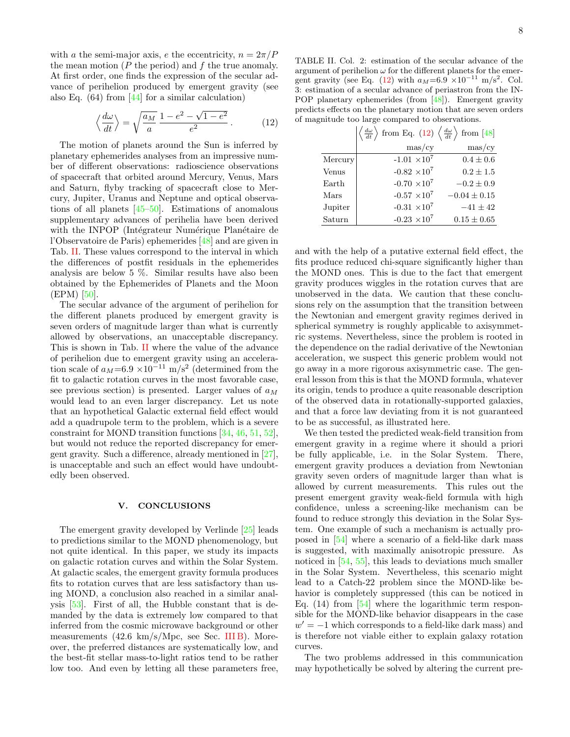with $a$ the semi-major axis, $e$ the eccentricity, $n = 2\pi/P$ the mean motion ($P$ the period) and $f$ the true anomaly. At first order, one finds the expression of the secular advance of perihelion produced by emergent gravity (see also Eq. (64) from [44] for a similar calculation)

$$\left\langle \frac{d\omega}{dt} \right\rangle = \sqrt{\frac{a_M}{a}} \, \frac{1 - e^2 - \sqrt{1 - e^2}}{e^2} \, . \tag{12}$$

The motion of planets around the Sun is inferred by planetary ephemerides analyses from an impressive number of different observations: radioscience observations of spacecraft that orbited around Mercury, Venus, Mars and Saturn, flyby tracking of spacecraft close to Mercury, Jupiter, Uranus and Neptune and optical observations of all planets [45–50]. Estimations of anomalous supplementary advances of perihelia have been derived with the INPOP (Intégrateur Numérique Planétaire de l'Observatoire de Paris) ephemerides [48] and are given in Tab. II. These values correspond to the interval in which the differences of postfit residuals in the ephemerides analysis are below 5 %. Similar results have also been obtained by the Ephemerides of Planets and the Moon (EPM) [50].

The secular advance of the argument of perihelion for the different planets produced by emergent gravity is seven orders of magnitude larger than what is currently allowed by observations, an unacceptable discrepancy. This is shown in Tab. II where the value of the advance of perihelion due to emergent gravity using an acceleration scale of $a_M$=6.9 $\times 10^{-11}$ m/s$^2$ (determined from the fit to galactic rotation curves in the most favorable case, see previous section) is presented. Larger values of $a_M$ would lead to an even larger discrepancy. Let us note that an hypothetical Galactic external field effect would add a quadrupole term to the problem, which is a severe constraint for MOND transition functions [34, 46, 51, 52], but would not reduce the reported discrepancy for emergent gravity. Such a difference, already mentioned in [27], is unacceptable and such an effect would have undoubtedly been observed.

TABLE II. Col. 2: estimation of the secular advance of the argument of perihelion $\omega$ for the different planets for the emergent gravity (see Eq. (12) with $a_M$=6.9 $\times 10^{-11}$ m/s$^2$. Col. 3: estimation of a secular advance of periastron from the INPOP planetary ephemerides (from [48]). Emergent gravity predicts effects on the planetary motion that are seven orders of magnitude too large compared to observations.

| | $\left\langle \frac{d\omega}{dt} \right\rangle$ from Eq. (12) | $\left\langle \frac{d\omega}{dt} \right\rangle$ from [48] |
|---|---|---|
| | mas/cy | mas/cy |
| Mercury | -1.01 $\times 10^7$ | $0.4 \pm 0.6$ |
| Venus | -0.82 $\times 10^7$ | $0.2 \pm 1.5$ |
| Earth | -0.70 $\times 10^7$ | $-0.2 \pm 0.9$ |
| Mars | -0.57 $\times 10^7$ | $-0.04 \pm 0.15$ |
| Jupiter | -0.31 $\times 10^7$ | $-41 \pm 42$ |
| Saturn | -0.23 $\times 10^7$ | $0.15 \pm 0.65$ |

## V. CONCLUSIONS

The emergent gravity developed by Verlinde [25] leads to predictions similar to the MOND phenomenology, but not quite identical. In this paper, we study its impacts on galactic rotation curves and within the Solar System. At galactic scales, the emergent gravity formula produces fits to rotation curves that are less satisfactory than using MOND, a conclusion also reached in a similar analysis [53]. First of all, the Hubble constant that is demanded by the data is extremely low compared to that inferred from the cosmic microwave background or other measurements (42.6 km/s/Mpc, see Sec. III B). Moreover, the preferred distances are systematically low, and the best-fit stellar mass-to-light ratios tend to be rather low too. And even by letting all these parameters free, and with the help of a putative external field effect, the fits produce reduced chi-square significantly higher than the MOND ones. This is due to the fact that emergent gravity produces wiggles in the rotation curves that are unobserved in the data. We caution that these conclusions rely on the assumption that the transition between the Newtonian and emergent gravity regimes derived in spherical symmetry is roughly applicable to axisymmetric systems. Nevertheless, since the problem is rooted in the dependence on the radial derivative of the Newtonian acceleration, we suspect this generic problem would not go away in a more rigorous axisymmetric case. The general lesson from this is that the MOND formula, whatever its origin, tends to produce a quite reasonable description of the observed data in rotationally-supported galaxies, and that a force law deviating from it is not guaranteed to be as successful, as illustrated here.

We then tested the predicted weak-field transition from emergent gravity in a regime where it should a priori be fully applicable, i.e. in the Solar System. There, emergent gravity produces a deviation from Newtonian gravity seven orders of magnitude larger than what is allowed by current measurements. This rules out the present emergent gravity weak-field formula with high confidence, unless a screening-like mechanism can be found to reduce strongly this deviation in the Solar System. One example of such a mechanism is actually proposed in [54] where a scenario of a field-like dark mass is suggested, with maximally anisotropic pressure. As noticed in [54, 55], this leads to deviations much smaller in the Solar System. Nevertheless, this scenario might lead to a Catch-22 problem since the MOND-like behavior is completely suppressed (this can be noticed in Eq. (14) from [54] where the logarithmic term responsible for the MOND-like behavior disappears in the case $w' = -1$ which corresponds to a field-like dark mass) and is therefore not viable either to explain galaxy rotation curves.

The two problems addressed in this communication may hypothetically be solved by altering the current pre-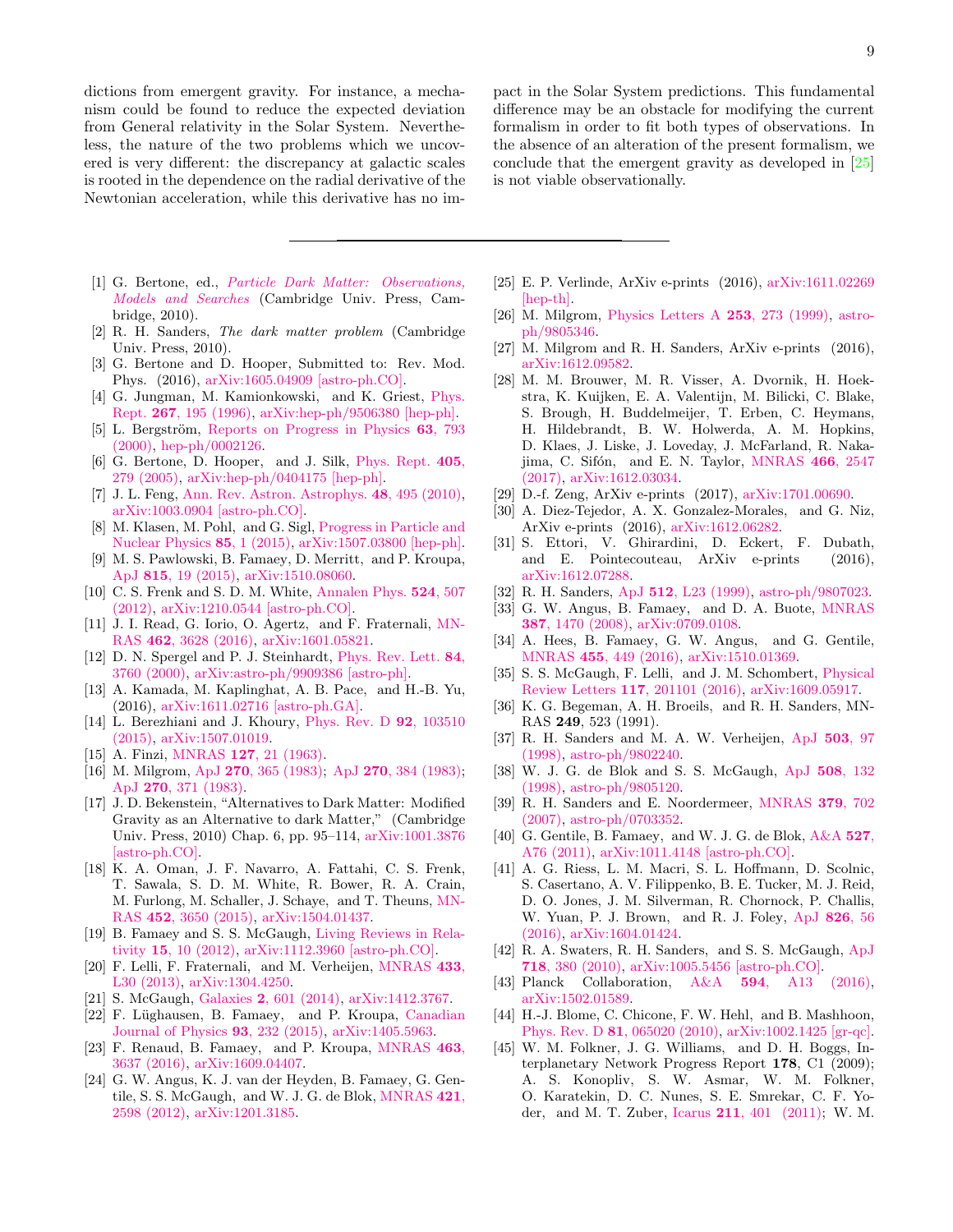dictions from emergent gravity. For instance, a mechanism could be found to reduce the expected deviation from General relativity in the Solar System. Nevertheless, the nature of the two problems which we uncovered is very different: the discrepancy at galactic scales is rooted in the dependence on the radial derivative of the Newtonian acceleration, while this derivative has no impact in the Solar System predictions. This fundamental difference may be an obstacle for modifying the current formalism in order to fit both types of observations. In the absence of an alteration of the present formalism, we conclude that the emergent gravity as developed in [25] is not viable observationally.

---

[1] G. Bertone, ed., *Particle Dark Matter: Observations, Models and Searches* (Cambridge Univ. Press, Cambridge, 2010).

[2] R. H. Sanders, *The dark matter problem* (Cambridge Univ. Press, 2010).

[3] G. Bertone and D. Hooper, Submitted to: Rev. Mod. Phys. (2016), arXiv:1605.04909 [astro-ph.CO].

[4] G. Jungman, M. Kamionkowski, and K. Griest, Phys. Rept. **267**, 195 (1996), arXiv:hep-ph/9506380 [hep-ph].

[5] L. Bergström, Reports on Progress in Physics **63**, 793 (2000), hep-ph/0002126.

[6] G. Bertone, D. Hooper, and J. Silk, Phys. Rept. **405**, 279 (2005), arXiv:hep-ph/0404175 [hep-ph].

[7] J. L. Feng, Ann. Rev. Astron. Astrophys. **48**, 495 (2010), arXiv:1003.0904 [astro-ph.CO].

[8] M. Klasen, M. Pohl, and G. Sigl, Progress in Particle and Nuclear Physics **85**, 1 (2015), arXiv:1507.03800 [hep-ph].

[9] M. S. Pawlowski, B. Famaey, D. Merritt, and P. Kroupa, ApJ **815**, 19 (2015), arXiv:1510.08060.

[10] C. S. Frenk and S. D. M. White, Annalen Phys. **524**, 507 (2012), arXiv:1210.0544 [astro-ph.CO].

[11] J. I. Read, G. Iorio, O. Agertz, and F. Fraternali, MNRAS **462**, 3628 (2016), arXiv:1601.05821.

[12] D. N. Spergel and P. J. Steinhardt, Phys. Rev. Lett. **84**, 3760 (2000), arXiv:astro-ph/9909386 [astro-ph].

[13] A. Kamada, M. Kaplinghat, A. B. Pace, and H.-B. Yu, (2016), arXiv:1611.02716 [astro-ph.GA].

[14] L. Berezhiani and J. Khoury, Phys. Rev. D **92**, 103510 (2015), arXiv:1507.01019.

[15] A. Finzi, MNRAS **127**, 21 (1963).

[16] M. Milgrom, ApJ **270**, 365 (1983); ApJ **270**, 384 (1983); ApJ **270**, 371 (1983).

[17] J. D. Bekenstein, "Alternatives to Dark Matter: Modified Gravity as an Alternative to dark Matter," (Cambridge Univ. Press, 2010) Chap. 6, pp. 95–114, arXiv:1001.3876 [astro-ph.CO].

[18] K. A. Oman, J. F. Navarro, A. Fattahi, C. S. Frenk, T. Sawala, S. D. M. White, R. Bower, R. A. Crain, M. Furlong, M. Schaller, J. Schaye, and T. Theuns, MNRAS **452**, 3650 (2015), arXiv:1504.01437.

[19] B. Famaey and S. S. McGaugh, Living Reviews in Relativity **15**, 10 (2012), arXiv:1112.3960 [astro-ph.CO].

[20] F. Lelli, F. Fraternali, and M. Verheijen, MNRAS **433**, L30 (2013), arXiv:1304.4250.

[21] S. McGaugh, Galaxies **2**, 601 (2014), arXiv:1412.3767.

[22] F. Lüghausen, B. Famaey, and P. Kroupa, Canadian Journal of Physics **93**, 232 (2015), arXiv:1405.5963.

[23] F. Renaud, B. Famaey, and P. Kroupa, MNRAS **463**, 3637 (2016), arXiv:1609.04407.

[24] G. W. Angus, K. J. van der Heyden, B. Famaey, G. Gentile, S. S. McGaugh, and W. J. G. de Blok, MNRAS **421**, 2598 (2012), arXiv:1201.3185.

[25] E. P. Verlinde, ArXiv e-prints (2016), arXiv:1611.02269 [hep-th].

[26] M. Milgrom, Physics Letters A **253**, 273 (1999), astro-ph/9805346.

[27] M. Milgrom and R. H. Sanders, ArXiv e-prints (2016), arXiv:1612.09582.

[28] M. M. Brouwer, M. R. Visser, A. Dvornik, H. Hoekstra, K. Kuijken, E. A. Valentijn, M. Bilicki, C. Blake, S. Brough, H. Buddelmeijer, T. Erben, C. Heymans, H. Hildebrandt, B. W. Holwerda, A. M. Hopkins, D. Klaes, J. Liske, J. Loveday, J. McFarland, R. Nakajima, C. Sifón, and E. N. Taylor, MNRAS **466**, 2547 (2017), arXiv:1612.03034.

[29] D.-f. Zeng, ArXiv e-prints (2017), arXiv:1701.00690.

[30] A. Diez-Tejedor, A. X. Gonzalez-Morales, and G. Niz, ArXiv e-prints (2016), arXiv:1612.06282.

[31] S. Ettori, V. Ghirardini, D. Eckert, F. Dubath, and E. Pointecouteau, ArXiv e-prints (2016), arXiv:1612.07288.

[32] R. H. Sanders, ApJ **512**, L23 (1999), astro-ph/9807023.

[33] G. W. Angus, B. Famaey, and D. A. Buote, MNRAS **387**, 1470 (2008), arXiv:0709.0108.

[34] A. Hees, B. Famaey, G. W. Angus, and G. Gentile, MNRAS **455**, 449 (2016), arXiv:1510.01369.

[35] S. S. McGaugh, F. Lelli, and J. M. Schombert, Physical Review Letters **117**, 201101 (2016), arXiv:1609.05917.

[36] K. G. Begeman, A. H. Broeils, and R. H. Sanders, MNRAS **249**, 523 (1991).

[37] R. H. Sanders and M. A. W. Verheijen, ApJ **503**, 97 (1998), astro-ph/9802240.

[38] W. J. G. de Blok and S. S. McGaugh, ApJ **508**, 132 (1998), astro-ph/9805120.

[39] R. H. Sanders and E. Noordermeer, MNRAS **379**, 702 (2007), astro-ph/0703352.

[40] G. Gentile, B. Famaey, and W. J. G. de Blok, A&A **527**, A76 (2011), arXiv:1011.4148 [astro-ph.CO].

[41] A. G. Riess, L. M. Macri, S. L. Hoffmann, D. Scolnic, S. Casertano, A. V. Filippenko, B. E. Tucker, M. J. Reid, D. O. Jones, J. M. Silverman, R. Chornock, P. Challis, W. Yuan, P. J. Brown, and R. J. Foley, ApJ **826**, 56 (2016), arXiv:1604.01424.

[42] R. A. Swaters, R. H. Sanders, and S. S. McGaugh, ApJ **718**, 380 (2010), arXiv:1005.5456 [astro-ph.CO].

[43] Planck Collaboration, A&A **594**, A13 (2016), arXiv:1502.01589.

[44] H.-J. Blome, C. Chicone, F. W. Hehl, and B. Mashhoon, Phys. Rev. D **81**, 065020 (2010), arXiv:1002.1425 [gr-qc].

[45] W. M. Folkner, J. G. Williams, and D. H. Boggs, Interplanetary Network Progress Report **178**, C1 (2009); A. S. Konopliv, S. W. Asmar, W. M. Folkner, O. Karatekin, D. C. Nunes, S. E. Smrekar, C. F. Yoder, and M. T. Zuber, Icarus **211**, 401 (2011); W. M.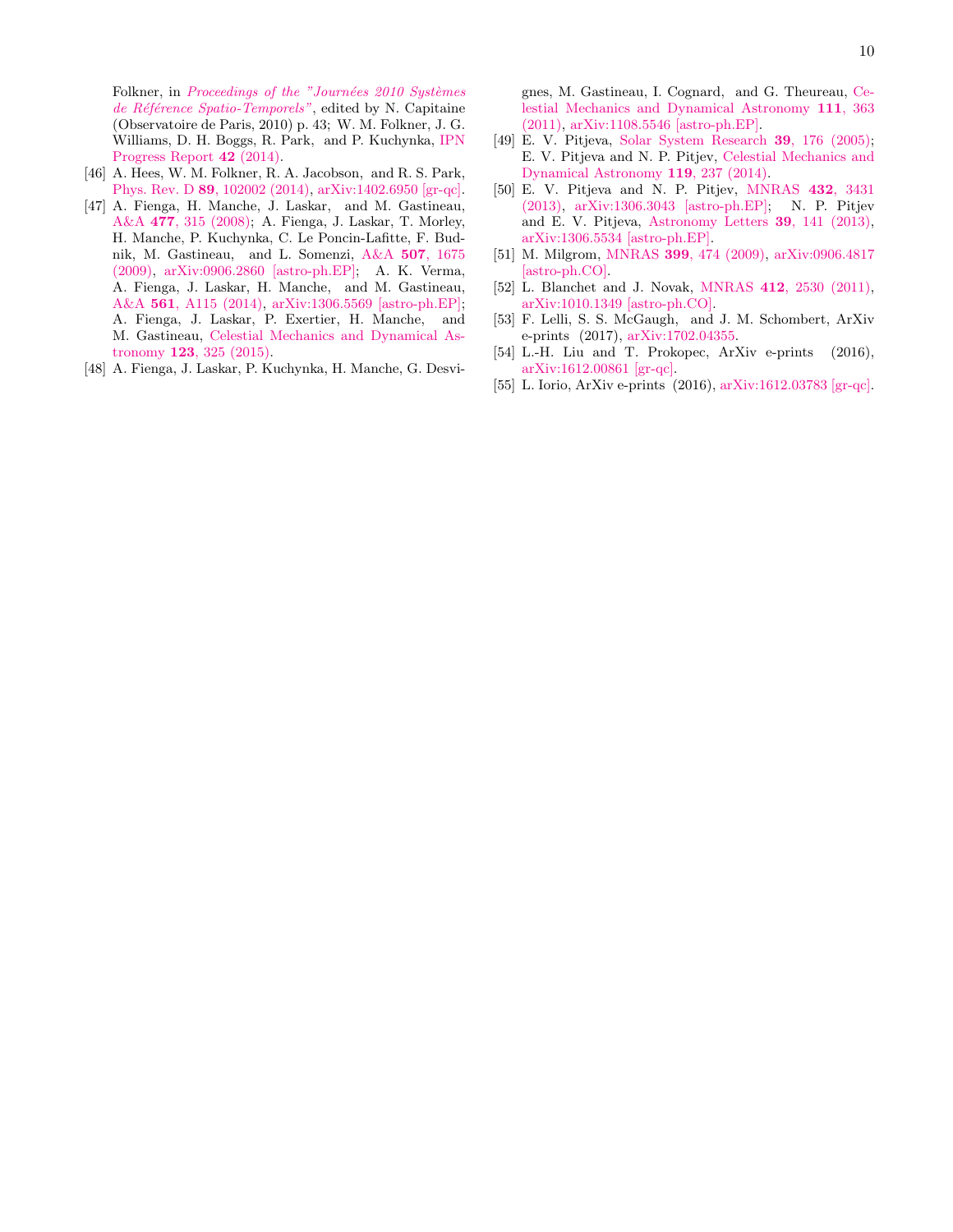Folkner, in *Proceedings of the "Journées 2010 Systèmes de Référence Spatio-Temporels"*, edited by N. Capitaine (Observatoire de Paris, 2010) p. 43; W. M. Folkner, J. G. Williams, D. H. Boggs, R. Park, and P. Kuchynka, IPN Progress Report **42** (2014).

[46] A. Hees, W. M. Folkner, R. A. Jacobson, and R. S. Park, Phys. Rev. D **89**, 102002 (2014), arXiv:1402.6950 [gr-qc].

[47] A. Fienga, H. Manche, J. Laskar, and M. Gastineau, A&A **477**, 315 (2008); A. Fienga, J. Laskar, T. Morley, H. Manche, P. Kuchynka, C. Le Poncin-Lafitte, F. Budnik, M. Gastineau, and L. Somenzi, A&A **507**, 1675 (2009), arXiv:0906.2860 [astro-ph.EP]; A. K. Verma, A. Fienga, J. Laskar, H. Manche, and M. Gastineau, A&A **561**, A115 (2014), arXiv:1306.5569 [astro-ph.EP]; A. Fienga, J. Laskar, P. Exertier, H. Manche, and M. Gastineau, Celestial Mechanics and Dynamical Astronomy **123**, 325 (2015).

[48] A. Fienga, J. Laskar, P. Kuchynka, H. Manche, G. Desvignes, M. Gastineau, I. Cognard, and G. Theureau, Celestial Mechanics and Dynamical Astronomy **111**, 363 (2011), arXiv:1108.5546 [astro-ph.EP].

[49] E. V. Pitjeva, Solar System Research **39**, 176 (2005); E. V. Pitjeva and N. P. Pitjev, Celestial Mechanics and Dynamical Astronomy **119**, 237 (2014).

[50] E. V. Pitjeva and N. P. Pitjev, MNRAS **432**, 3431 (2013), arXiv:1306.3043 [astro-ph.EP]; N. P. Pitjev and E. V. Pitjeva, Astronomy Letters **39**, 141 (2013), arXiv:1306.5534 [astro-ph.EP].

[51] M. Milgrom, MNRAS **399**, 474 (2009), arXiv:0906.4817 [astro-ph.CO].

[52] L. Blanchet and J. Novak, MNRAS **412**, 2530 (2011), arXiv:1010.1349 [astro-ph.CO].

[53] F. Lelli, S. S. McGaugh, and J. M. Schombert, ArXiv e-prints (2017), arXiv:1702.04355.

[54] L.-H. Liu and T. Prokopec, ArXiv e-prints (2016), arXiv:1612.00861 [gr-qc].

[55] L. Iorio, ArXiv e-prints (2016), arXiv:1612.03783 [gr-qc].